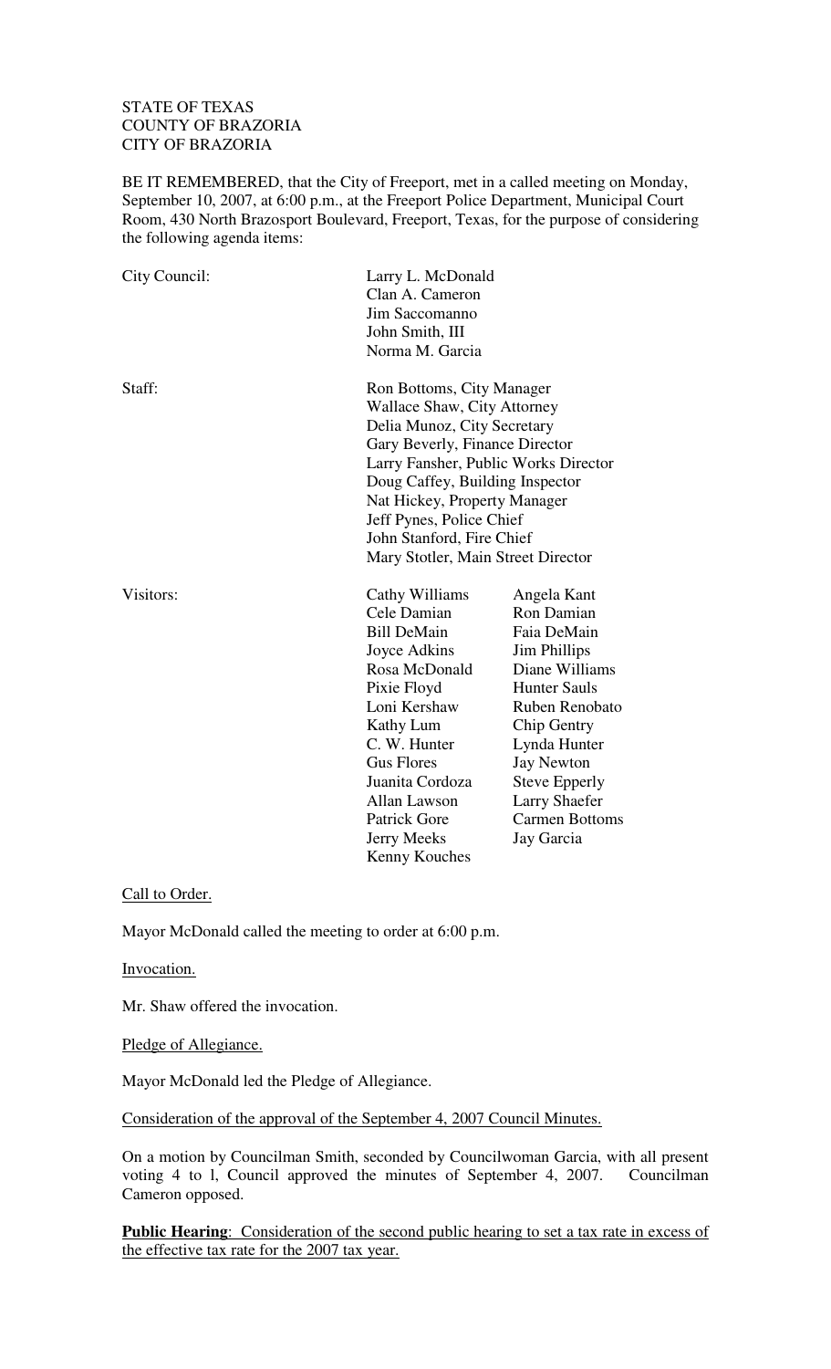STATE OF TEXAS
COUNTY OF BRAZORIA
CITY OF BRAZORIA

BE IT REMEMBERED, that the City of Freeport, met in a called meeting on Monday, September 10, 2007, at 6:00 p.m., at the Freeport Police Department, Municipal Court Room, 430 North Brazosport Boulevard, Freeport, Texas, for the purpose of considering the following agenda items:

| | | |
|---|---|---|
| City Council: | Larry L. McDonald | |
| | Clan A. Cameron | |
| | Jim Saccomanno | |
| | John Smith, III | |
| | Norma M. Garcia | |
| Staff: | Ron Bottoms, City Manager | |
| | Wallace Shaw, City Attorney | |
| | Delia Munoz, City Secretary | |
| | Gary Beverly, Finance Director | |
| | Larry Fansher, Public Works Director | |
| | Doug Caffey, Building Inspector | |
| | Nat Hickey, Property Manager | |
| | Jeff Pynes, Police Chief | |
| | John Stanford, Fire Chief | |
| | Mary Stotler, Main Street Director | |
| Visitors: | Cathy Williams | Angela Kant |
| | Cele Damian | Ron Damian |
| | Bill DeMain | Faia DeMain |
| | Joyce Adkins | Jim Phillips |
| | Rosa McDonald | Diane Williams |
| | Pixie Floyd | Hunter Sauls |
| | Loni Kershaw | Ruben Renobato |
| | Kathy Lum | Chip Gentry |
| | C. W. Hunter | Lynda Hunter |
| | Gus Flores | Jay Newton |
| | Juanita Cordoza | Steve Epperly |
| | Allan Lawson | Larry Shaefer |
| | Patrick Gore | Carmen Bottoms |
| | Jerry Meeks | Jay Garcia |
| | Kenny Kouches | |

Call to Order.

Mayor McDonald called the meeting to order at 6:00 p.m.

Invocation.

Mr. Shaw offered the invocation.

Pledge of Allegiance.

Mayor McDonald led the Pledge of Allegiance.

Consideration of the approval of the September 4, 2007 Council Minutes.

On a motion by Councilman Smith, seconded by Councilwoman Garcia, with all present voting 4 to l, Council approved the minutes of September 4, 2007. Councilman Cameron opposed.

**Public Hearing**: Consideration of the second public hearing to set a tax rate in excess of the effective tax rate for the 2007 tax year.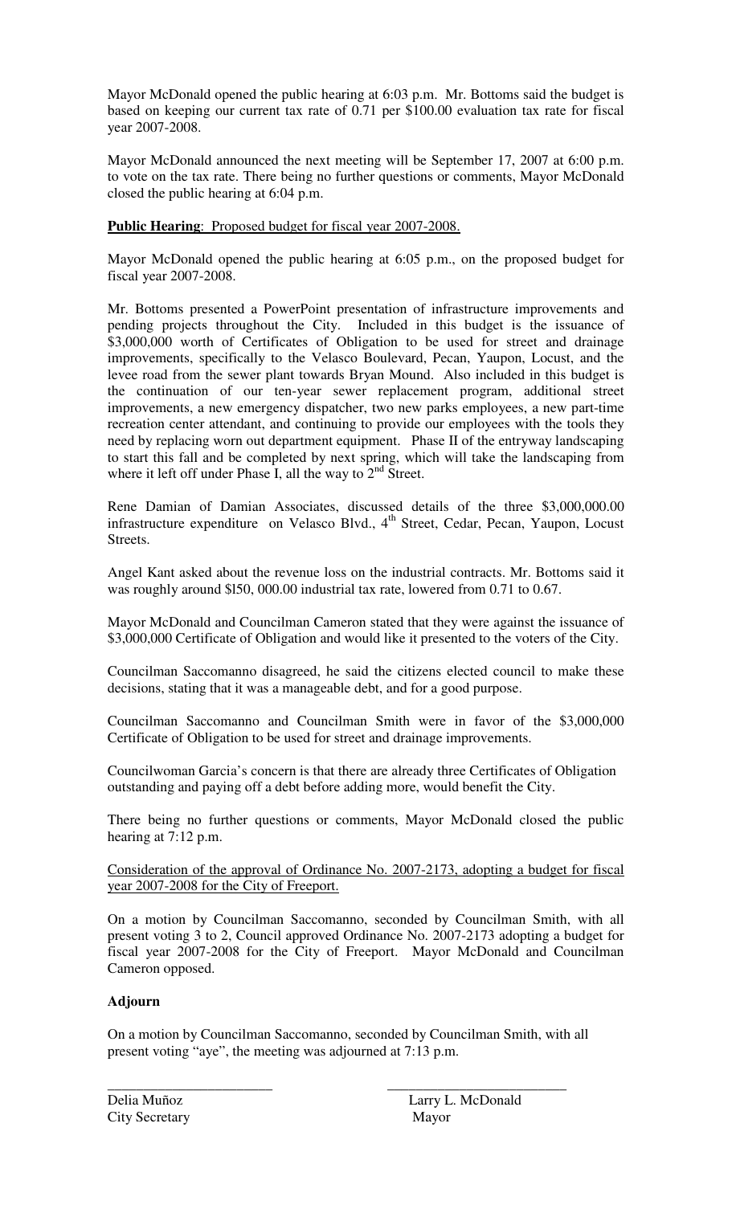Mayor McDonald opened the public hearing at 6:03 p.m. Mr. Bottoms said the budget is based on keeping our current tax rate of 0.71 per $100.00 evaluation tax rate for fiscal year 2007-2008.

Mayor McDonald announced the next meeting will be September 17, 2007 at 6:00 p.m. to vote on the tax rate. There being no further questions or comments, Mayor McDonald closed the public hearing at 6:04 p.m.

**<u>Public Hearing</u>**<u>: Proposed budget for fiscal year 2007-2008.</u>

Mayor McDonald opened the public hearing at 6:05 p.m., on the proposed budget for fiscal year 2007-2008.

Mr. Bottoms presented a PowerPoint presentation of infrastructure improvements and pending projects throughout the City. Included in this budget is the issuance of $3,000,000 worth of Certificates of Obligation to be used for street and drainage improvements, specifically to the Velasco Boulevard, Pecan, Yaupon, Locust, and the levee road from the sewer plant towards Bryan Mound. Also included in this budget is the continuation of our ten-year sewer replacement program, additional street improvements, a new emergency dispatcher, two new parks employees, a new part-time recreation center attendant, and continuing to provide our employees with the tools they need by replacing worn out department equipment. Phase II of the entryway landscaping to start this fall and be completed by next spring, which will take the landscaping from where it left off under Phase I, all the way to 2nd Street.

Rene Damian of Damian Associates, discussed details of the three $3,000,000.00 infrastructure expenditure on Velasco Blvd., 4th Street, Cedar, Pecan, Yaupon, Locust Streets.

Angel Kant asked about the revenue loss on the industrial contracts. Mr. Bottoms said it was roughly around $l50, 000.00 industrial tax rate, lowered from 0.71 to 0.67.

Mayor McDonald and Councilman Cameron stated that they were against the issuance of $3,000,000 Certificate of Obligation and would like it presented to the voters of the City.

Councilman Saccomanno disagreed, he said the citizens elected council to make these decisions, stating that it was a manageable debt, and for a good purpose.

Councilman Saccomanno and Councilman Smith were in favor of the $3,000,000 Certificate of Obligation to be used for street and drainage improvements.

Councilwoman Garcia's concern is that there are already three Certificates of Obligation outstanding and paying off a debt before adding more, would benefit the City.

There being no further questions or comments, Mayor McDonald closed the public hearing at 7:12 p.m.

<u>Consideration of the approval of Ordinance No. 2007-2173, adopting a budget for fiscal year 2007-2008 for the City of Freeport.</u>

On a motion by Councilman Saccomanno, seconded by Councilman Smith, with all present voting 3 to 2, Council approved Ordinance No. 2007-2173 adopting a budget for fiscal year 2007-2008 for the City of Freeport. Mayor McDonald and Councilman Cameron opposed.

**Adjourn**

On a motion by Councilman Saccomanno, seconded by Councilman Smith, with all present voting "aye", the meeting was adjourned at 7:13 p.m.

\_\_\_\_\_\_\_\_\_\_\_\_\_\_\_\_\_\_\_\_\_\_\_\_ \_\_\_\_\_\_\_\_\_\_\_\_\_\_\_\_\_\_\_\_\_\_\_\_

Delia Muñoz
City Secretary

Larry L. McDonald
Mayor